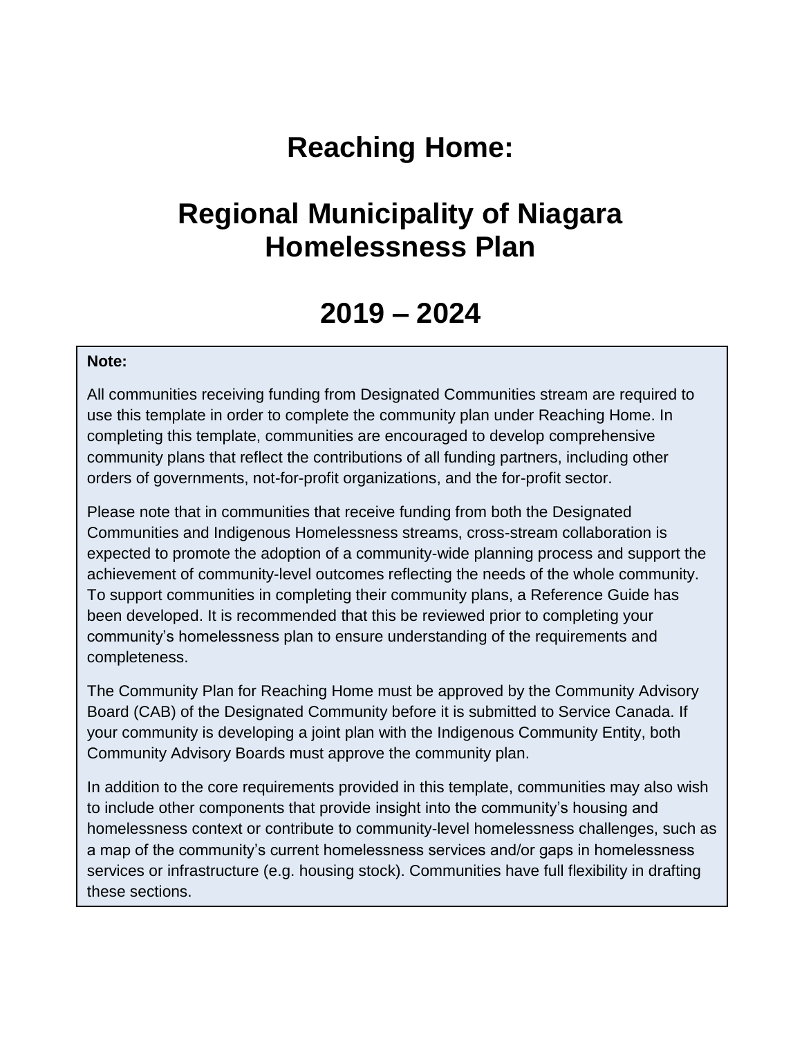# Reaching Home:

# Regional Municipality of Niagara Homelessness Plan

# 2019 – 2024

**Note:**

All communities receiving funding from Designated Communities stream are required to use this template in order to complete the community plan under Reaching Home. In completing this template, communities are encouraged to develop comprehensive community plans that reflect the contributions of all funding partners, including other orders of governments, not-for-profit organizations, and the for-profit sector.

Please note that in communities that receive funding from both the Designated Communities and Indigenous Homelessness streams, cross-stream collaboration is expected to promote the adoption of a community-wide planning process and support the achievement of community-level outcomes reflecting the needs of the whole community. To support communities in completing their community plans, a Reference Guide has been developed. It is recommended that this be reviewed prior to completing your community's homelessness plan to ensure understanding of the requirements and completeness.

The Community Plan for Reaching Home must be approved by the Community Advisory Board (CAB) of the Designated Community before it is submitted to Service Canada. If your community is developing a joint plan with the Indigenous Community Entity, both Community Advisory Boards must approve the community plan.

In addition to the core requirements provided in this template, communities may also wish to include other components that provide insight into the community's housing and homelessness context or contribute to community-level homelessness challenges, such as a map of the community's current homelessness services and/or gaps in homelessness services or infrastructure (e.g. housing stock). Communities have full flexibility in drafting these sections.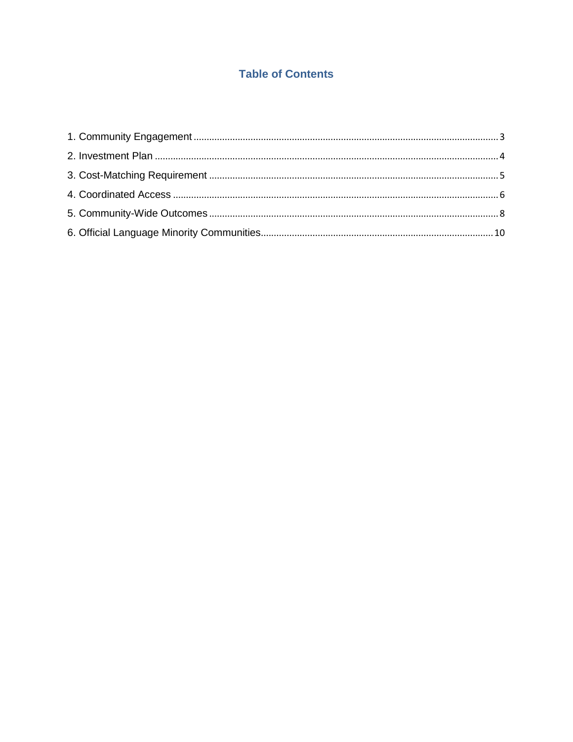# Table of Contents

1. Community Engagement ........................................................................................................ 3
2. Investment Plan ................................................................................................................... 4
3. Cost-Matching Requirement ............................................................................................... 5
4. Coordinated Access ............................................................................................................ 6
5. Community-Wide Outcomes ............................................................................................... 8
6. Official Language Minority Communities........................................................................... 10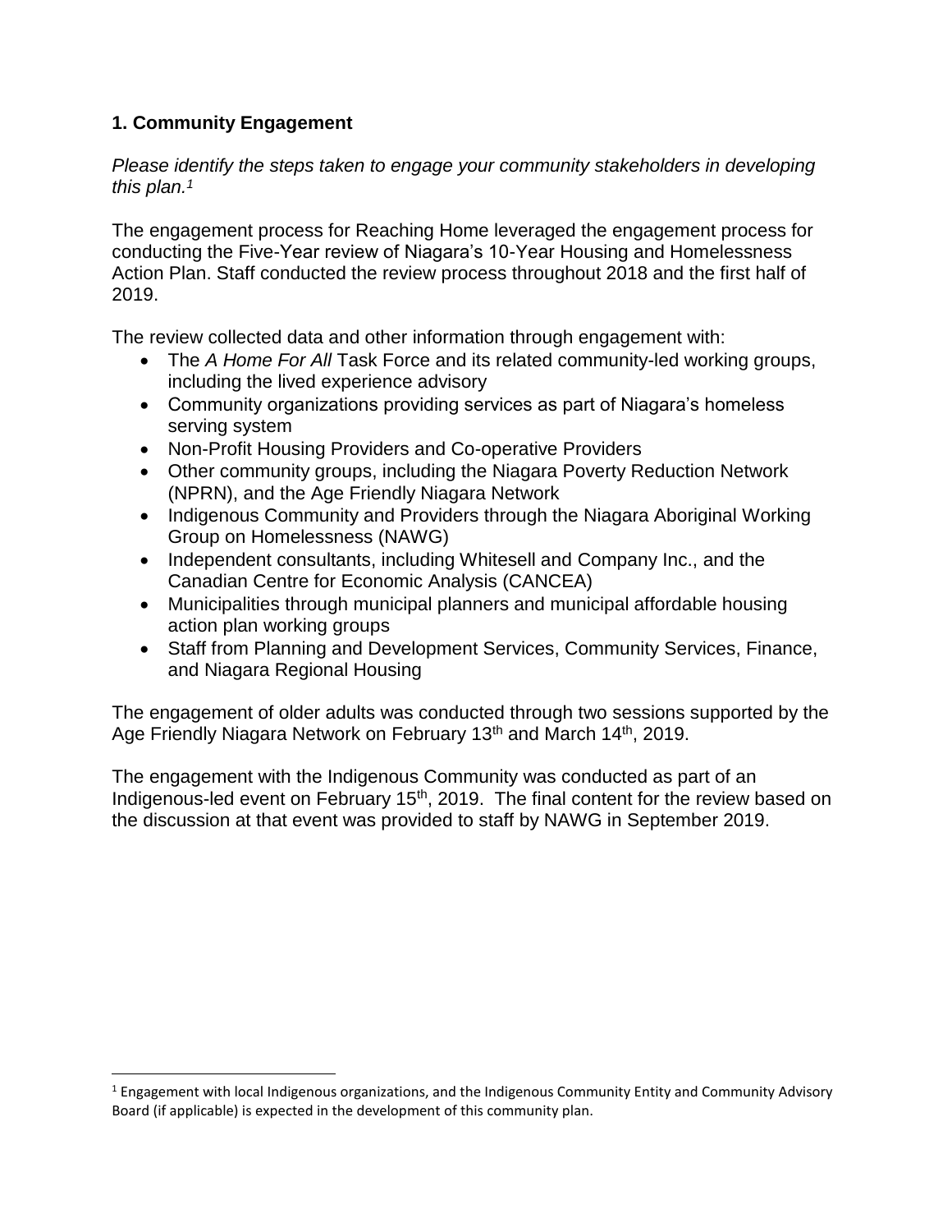## 1. Community Engagement

*Please identify the steps taken to engage your community stakeholders in developing this plan.*[1]

The engagement process for Reaching Home leveraged the engagement process for conducting the Five-Year review of Niagara's 10-Year Housing and Homelessness Action Plan. Staff conducted the review process throughout 2018 and the first half of 2019.

The review collected data and other information through engagement with:

- The *A Home For All* Task Force and its related community-led working groups, including the lived experience advisory
- Community organizations providing services as part of Niagara's homeless serving system
- Non-Profit Housing Providers and Co-operative Providers
- Other community groups, including the Niagara Poverty Reduction Network (NPRN), and the Age Friendly Niagara Network
- Indigenous Community and Providers through the Niagara Aboriginal Working Group on Homelessness (NAWG)
- Independent consultants, including Whitesell and Company Inc., and the Canadian Centre for Economic Analysis (CANCEA)
- Municipalities through municipal planners and municipal affordable housing action plan working groups
- Staff from Planning and Development Services, Community Services, Finance, and Niagara Regional Housing

The engagement of older adults was conducted through two sessions supported by the Age Friendly Niagara Network on February 13th and March 14th, 2019.

The engagement with the Indigenous Community was conducted as part of an Indigenous-led event on February 15th, 2019. The final content for the review based on the discussion at that event was provided to staff by NAWG in September 2019.

---

[1] Engagement with local Indigenous organizations, and the Indigenous Community Entity and Community Advisory Board (if applicable) is expected in the development of this community plan.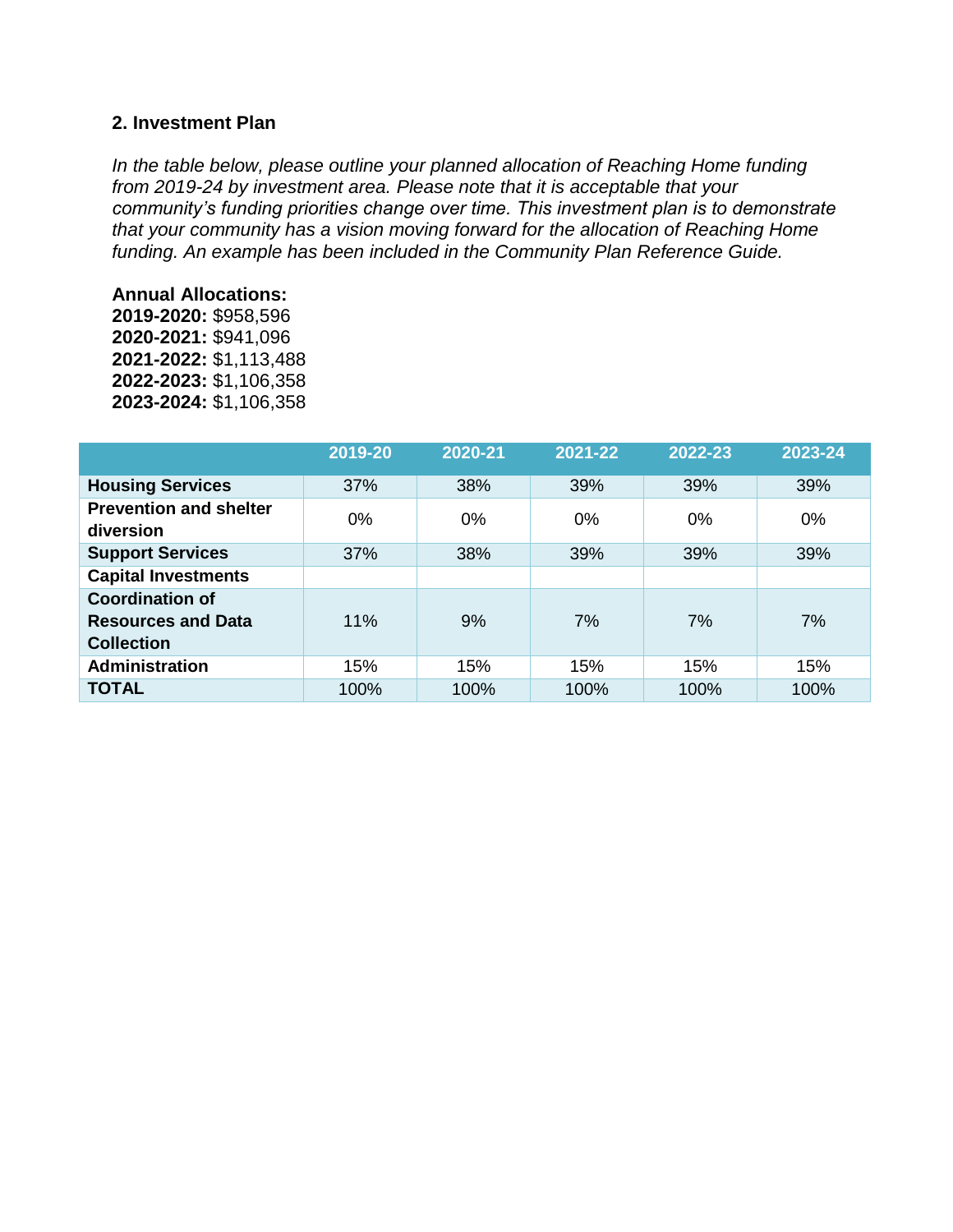## 2. Investment Plan

*In the table below, please outline your planned allocation of Reaching Home funding from 2019-24 by investment area. Please note that it is acceptable that your community's funding priorities change over time. This investment plan is to demonstrate that your community has a vision moving forward for the allocation of Reaching Home funding. An example has been included in the Community Plan Reference Guide.*

**Annual Allocations:**
**2019-2020:** $958,596
**2020-2021:** $941,096
**2021-2022:** $1,113,488
**2022-2023:** $1,106,358
**2023-2024:** $1,106,358

| | 2019-20 | 2020-21 | 2021-22 | 2022-23 | 2023-24 |
|---|---|---|---|---|---|
| **Housing Services** | 37% | 38% | 39% | 39% | 39% |
| **Prevention and shelter diversion** | 0% | 0% | 0% | 0% | 0% |
| **Support Services** | 37% | 38% | 39% | 39% | 39% |
| **Capital Investments** | | | | | |
| **Coordination of Resources and Data Collection** | 11% | 9% | 7% | 7% | 7% |
| **Administration** | 15% | 15% | 15% | 15% | 15% |
| **TOTAL** | 100% | 100% | 100% | 100% | 100% |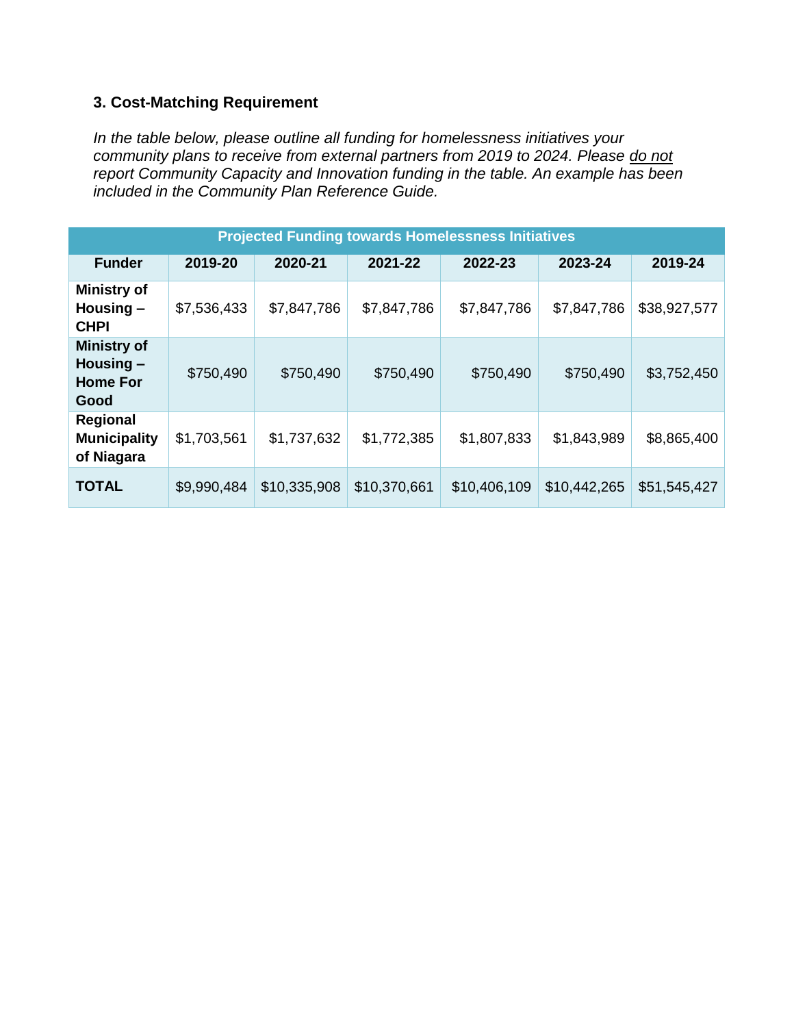### 3. Cost-Matching Requirement

*In the table below, please outline all funding for homelessness initiatives your community plans to receive from external partners from 2019 to 2024. Please do not report Community Capacity and Innovation funding in the table. An example has been included in the Community Plan Reference Guide.*

| Projected Funding towards Homelessness Initiatives | | | | | | |
|---|---|---|---|---|---|---|
| **Funder** | **2019-20** | **2020-21** | **2021-22** | **2022-23** | **2023-24** | **2019-24** |
| **Ministry of Housing – CHPI** | $7,536,433 | $7,847,786 | $7,847,786 | $7,847,786 | $7,847,786 | $38,927,577 |
| **Ministry of Housing – Home For Good** | $750,490 | $750,490 | $750,490 | $750,490 | $750,490 | $3,752,450 |
| **Regional Municipality of Niagara** | $1,703,561 | $1,737,632 | $1,772,385 | $1,807,833 | $1,843,989 | $8,865,400 |
| **TOTAL** | $9,990,484 | $10,335,908 | $10,370,661 | $10,406,109 | $10,442,265 | $51,545,427 |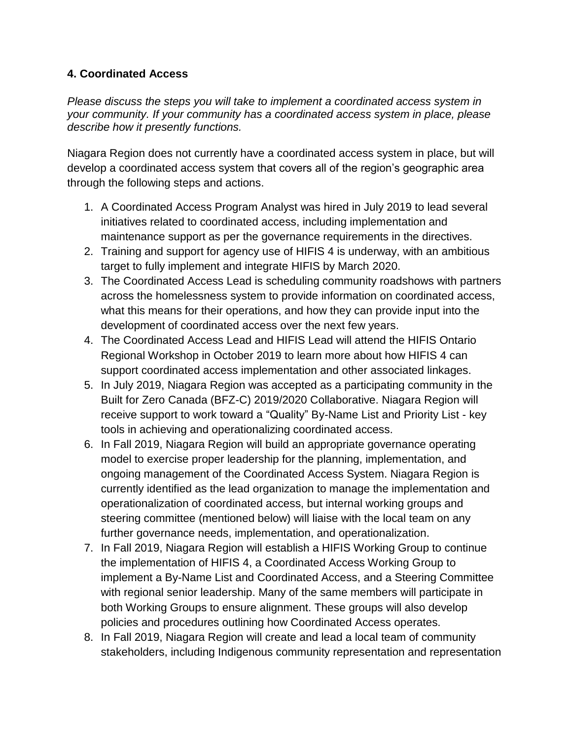### 4. Coordinated Access

*Please discuss the steps you will take to implement a coordinated access system in your community. If your community has a coordinated access system in place, please describe how it presently functions.*

Niagara Region does not currently have a coordinated access system in place, but will develop a coordinated access system that covers all of the region's geographic area through the following steps and actions.

1. A Coordinated Access Program Analyst was hired in July 2019 to lead several initiatives related to coordinated access, including implementation and maintenance support as per the governance requirements in the directives.
2. Training and support for agency use of HIFIS 4 is underway, with an ambitious target to fully implement and integrate HIFIS by March 2020.
3. The Coordinated Access Lead is scheduling community roadshows with partners across the homelessness system to provide information on coordinated access, what this means for their operations, and how they can provide input into the development of coordinated access over the next few years.
4. The Coordinated Access Lead and HIFIS Lead will attend the HIFIS Ontario Regional Workshop in October 2019 to learn more about how HIFIS 4 can support coordinated access implementation and other associated linkages.
5. In July 2019, Niagara Region was accepted as a participating community in the Built for Zero Canada (BFZ-C) 2019/2020 Collaborative. Niagara Region will receive support to work toward a "Quality" By-Name List and Priority List - key tools in achieving and operationalizing coordinated access.
6. In Fall 2019, Niagara Region will build an appropriate governance operating model to exercise proper leadership for the planning, implementation, and ongoing management of the Coordinated Access System. Niagara Region is currently identified as the lead organization to manage the implementation and operationalization of coordinated access, but internal working groups and steering committee (mentioned below) will liaise with the local team on any further governance needs, implementation, and operationalization.
7. In Fall 2019, Niagara Region will establish a HIFIS Working Group to continue the implementation of HIFIS 4, a Coordinated Access Working Group to implement a By-Name List and Coordinated Access, and a Steering Committee with regional senior leadership. Many of the same members will participate in both Working Groups to ensure alignment. These groups will also develop policies and procedures outlining how Coordinated Access operates.
8. In Fall 2019, Niagara Region will create and lead a local team of community stakeholders, including Indigenous community representation and representation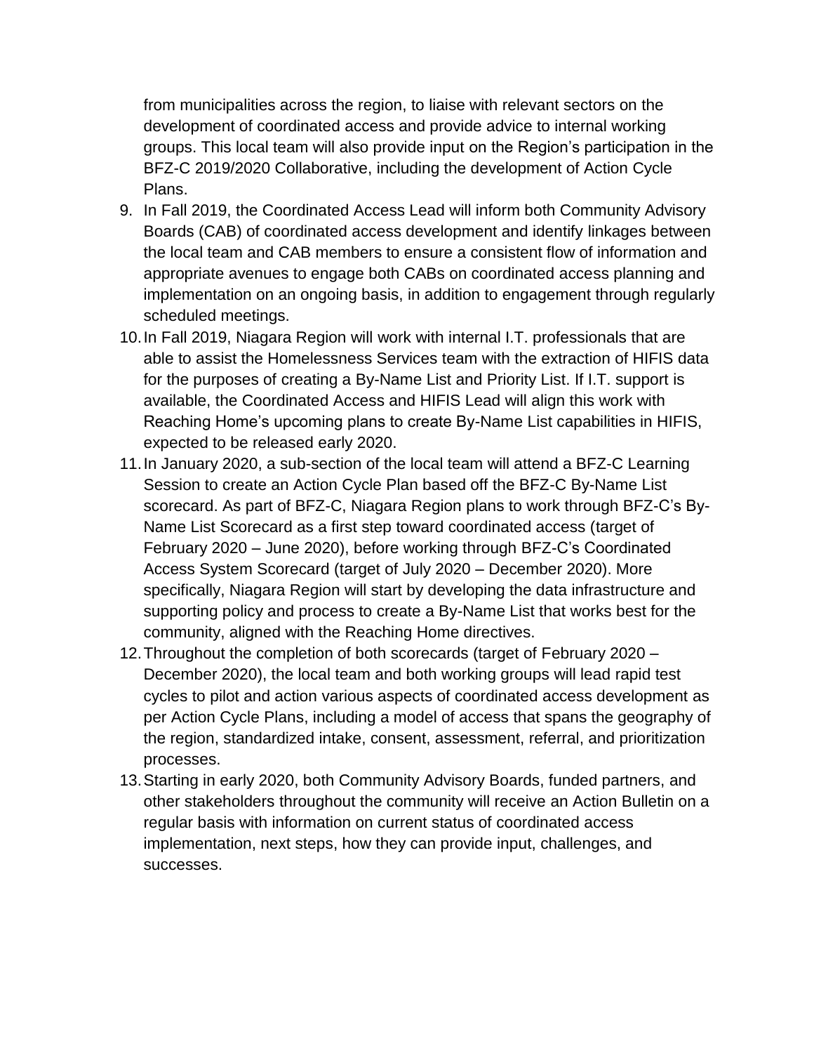from municipalities across the region, to liaise with relevant sectors on the development of coordinated access and provide advice to internal working groups. This local team will also provide input on the Region's participation in the BFZ-C 2019/2020 Collaborative, including the development of Action Cycle Plans.

9. In Fall 2019, the Coordinated Access Lead will inform both Community Advisory Boards (CAB) of coordinated access development and identify linkages between the local team and CAB members to ensure a consistent flow of information and appropriate avenues to engage both CABs on coordinated access planning and implementation on an ongoing basis, in addition to engagement through regularly scheduled meetings.
10. In Fall 2019, Niagara Region will work with internal I.T. professionals that are able to assist the Homelessness Services team with the extraction of HIFIS data for the purposes of creating a By-Name List and Priority List. If I.T. support is available, the Coordinated Access and HIFIS Lead will align this work with Reaching Home's upcoming plans to create By-Name List capabilities in HIFIS, expected to be released early 2020.
11. In January 2020, a sub-section of the local team will attend a BFZ-C Learning Session to create an Action Cycle Plan based off the BFZ-C By-Name List scorecard. As part of BFZ-C, Niagara Region plans to work through BFZ-C's By-Name List Scorecard as a first step toward coordinated access (target of February 2020 – June 2020), before working through BFZ-C's Coordinated Access System Scorecard (target of July 2020 – December 2020). More specifically, Niagara Region will start by developing the data infrastructure and supporting policy and process to create a By-Name List that works best for the community, aligned with the Reaching Home directives.
12. Throughout the completion of both scorecards (target of February 2020 – December 2020), the local team and both working groups will lead rapid test cycles to pilot and action various aspects of coordinated access development as per Action Cycle Plans, including a model of access that spans the geography of the region, standardized intake, consent, assessment, referral, and prioritization processes.
13. Starting in early 2020, both Community Advisory Boards, funded partners, and other stakeholders throughout the community will receive an Action Bulletin on a regular basis with information on current status of coordinated access implementation, next steps, how they can provide input, challenges, and successes.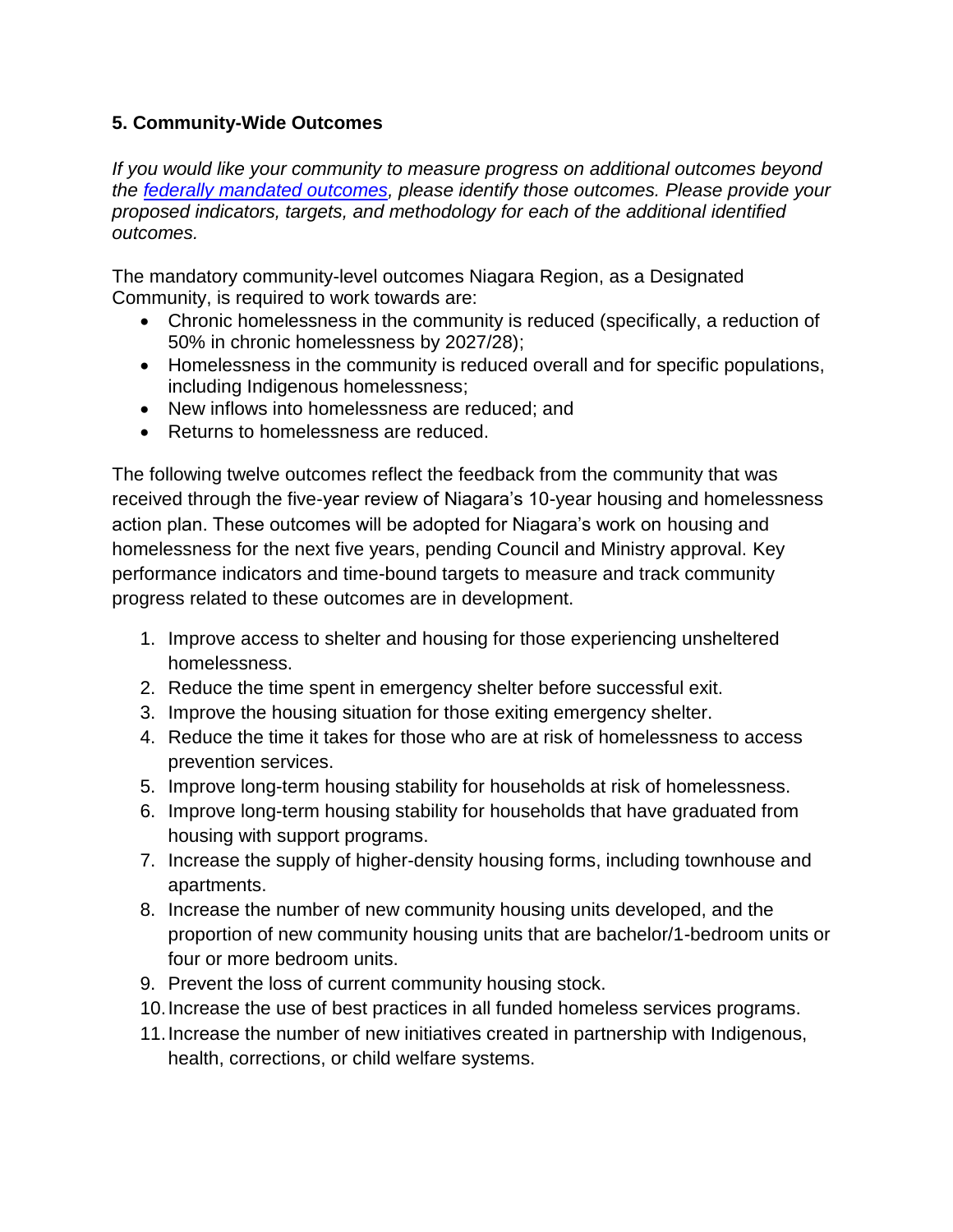### 5. Community-Wide Outcomes

*If you would like your community to measure progress on additional outcomes beyond the [federally mandated outcomes](), please identify those outcomes. Please provide your proposed indicators, targets, and methodology for each of the additional identified outcomes.*

The mandatory community-level outcomes Niagara Region, as a Designated Community, is required to work towards are:

- Chronic homelessness in the community is reduced (specifically, a reduction of 50% in chronic homelessness by 2027/28);
- Homelessness in the community is reduced overall and for specific populations, including Indigenous homelessness;
- New inflows into homelessness are reduced; and
- Returns to homelessness are reduced.

The following twelve outcomes reflect the feedback from the community that was received through the five-year review of Niagara's 10-year housing and homelessness action plan. These outcomes will be adopted for Niagara's work on housing and homelessness for the next five years, pending Council and Ministry approval. Key performance indicators and time-bound targets to measure and track community progress related to these outcomes are in development.

1. Improve access to shelter and housing for those experiencing unsheltered homelessness.
2. Reduce the time spent in emergency shelter before successful exit.
3. Improve the housing situation for those exiting emergency shelter.
4. Reduce the time it takes for those who are at risk of homelessness to access prevention services.
5. Improve long-term housing stability for households at risk of homelessness.
6. Improve long-term housing stability for households that have graduated from housing with support programs.
7. Increase the supply of higher-density housing forms, including townhouse and apartments.
8. Increase the number of new community housing units developed, and the proportion of new community housing units that are bachelor/1-bedroom units or four or more bedroom units.
9. Prevent the loss of current community housing stock.
10. Increase the use of best practices in all funded homeless services programs.
11. Increase the number of new initiatives created in partnership with Indigenous, health, corrections, or child welfare systems.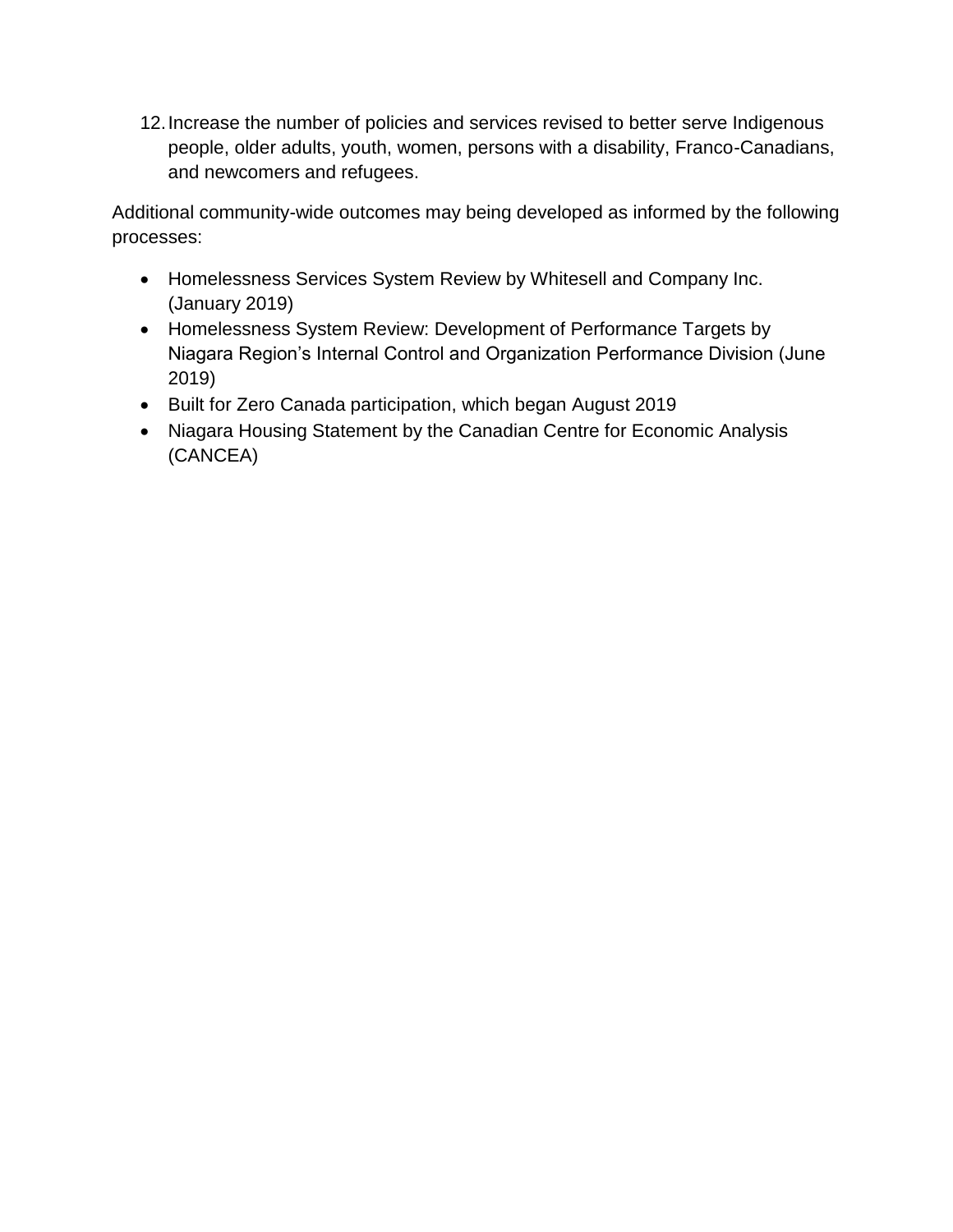12. Increase the number of policies and services revised to better serve Indigenous people, older adults, youth, women, persons with a disability, Franco-Canadians, and newcomers and refugees.

Additional community-wide outcomes may being developed as informed by the following processes:

- Homelessness Services System Review by Whitesell and Company Inc. (January 2019)
- Homelessness System Review: Development of Performance Targets by Niagara Region's Internal Control and Organization Performance Division (June 2019)
- Built for Zero Canada participation, which began August 2019
- Niagara Housing Statement by the Canadian Centre for Economic Analysis (CANCEA)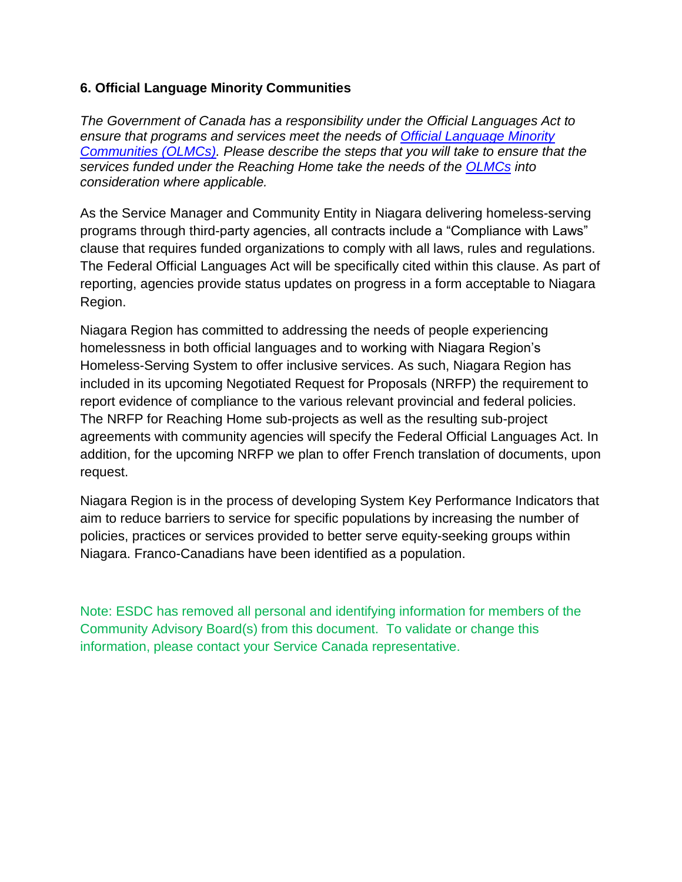**6. Official Language Minority Communities**

*The Government of Canada has a responsibility under the Official Languages Act to ensure that programs and services meet the needs of Official Language Minority Communities (OLMCs). Please describe the steps that you will take to ensure that the services funded under the Reaching Home take the needs of the OLMCs into consideration where applicable.*

As the Service Manager and Community Entity in Niagara delivering homeless-serving programs through third-party agencies, all contracts include a "Compliance with Laws" clause that requires funded organizations to comply with all laws, rules and regulations. The Federal Official Languages Act will be specifically cited within this clause. As part of reporting, agencies provide status updates on progress in a form acceptable to Niagara Region.

Niagara Region has committed to addressing the needs of people experiencing homelessness in both official languages and to working with Niagara Region's Homeless-Serving System to offer inclusive services. As such, Niagara Region has included in its upcoming Negotiated Request for Proposals (NRFP) the requirement to report evidence of compliance to the various relevant provincial and federal policies. The NRFP for Reaching Home sub-projects as well as the resulting sub-project agreements with community agencies will specify the Federal Official Languages Act. In addition, for the upcoming NRFP we plan to offer French translation of documents, upon request.

Niagara Region is in the process of developing System Key Performance Indicators that aim to reduce barriers to service for specific populations by increasing the number of policies, practices or services provided to better serve equity-seeking groups within Niagara. Franco-Canadians have been identified as a population.

Note: ESDC has removed all personal and identifying information for members of the Community Advisory Board(s) from this document. To validate or change this information, please contact your Service Canada representative.